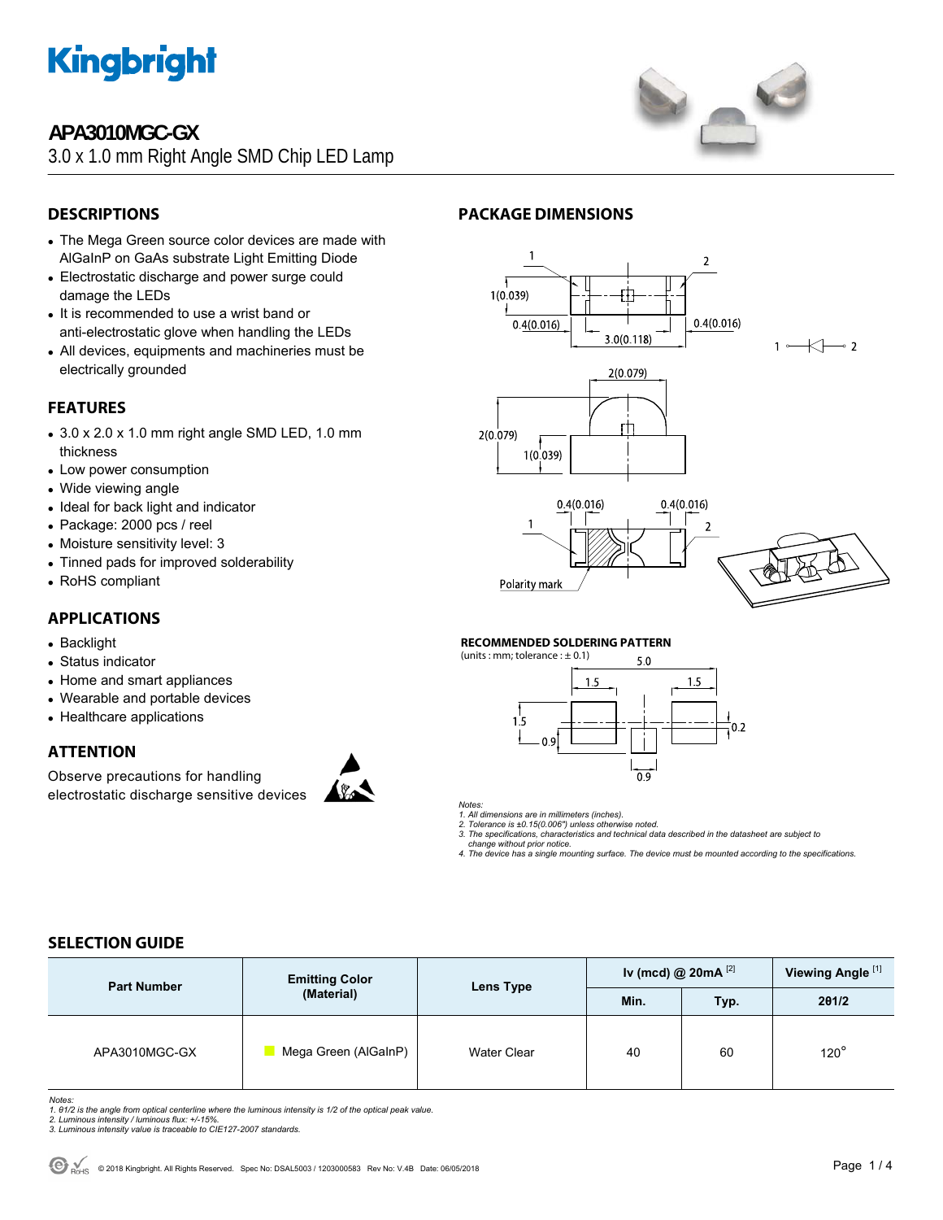# Kingbright

## APA3010MGC-GX

3.0 x 1.0 mm Right Angle SMD Chip LED Lamp

## DESCRIPTIONS

- The Mega Green source color devices are made with AlGaInP on GaAs substrate Light Emitting Diode
- Electrostatic discharge and power surge could damage the LEDs
- It is recommended to use a wrist band or anti-electrostatic glove when handling the LEDs
- All devices, equipments and machineries must be electrically grounded

## FEATURES

- 3.0 x 2.0 x 1.0 mm right angle SMD LED, 1.0 mm thickness
- Low power consumption
- Wide viewing angle
- Ideal for back light and indicator
- Package: 2000 pcs / reel
- Moisture sensitivity level: 3
- Tinned pads for improved solderability
- RoHS compliant

## APPLICATIONS

- Backlight
- Status indicator
- Home and smart appliances
- Wearable and portable devices
- Healthcare applications

## ATTENTION

Observe precautions for handling electrostatic discharge sensitive devices

## PACKAGE DIMENSIONS

1 2

1(0.039)

0.4(0.016) 3.0(0.118) 0.4(0.016)

2(0.079)

2(0.079) 1(0.039)

0.4(0.016) 0.4(0.016)

Polarity mark

### RECOMMENDED SOLDERING PATTERN

(units : mm; tolerance : ± 0.1)

5.0 1.5 1.5 1.5 0.9 0.2 0.9

*Notes:*
*1. All dimensions are in millimeters (inches).*
*2. Tolerance is ±0.15(0.006") unless otherwise noted.*
*3. The specifications, characteristics and technical data described in the datasheet are subject to change without prior notice.*
*4. The device has a single mounting surface. The device must be mounted according to the specifications.*

## SELECTION GUIDE

| Part Number | Emitting Color (Material) | Lens Type | Iv (mcd) @ 20mA [2] | | Viewing Angle [1] |
|---|---|---|---|---|---|
| | | | Min. | Typ. | 2θ1/2 |
| APA3010MGC-GX | Mega Green (AlGaInP) | Water Clear | 40 | 60 | 120° |

*Notes:*
*1. θ1/2 is the angle from optical centerline where the luminous intensity is 1/2 of the optical peak value.*
*2. Luminous intensity / luminous flux: +/-15%.*
*3. Luminous intensity value is traceable to CIE127-2007 standards.*

© 2018 Kingbright. All Rights Reserved. Spec No: DSAL5003 / 1203000583 Rev No: V.4B Date: 06/05/2018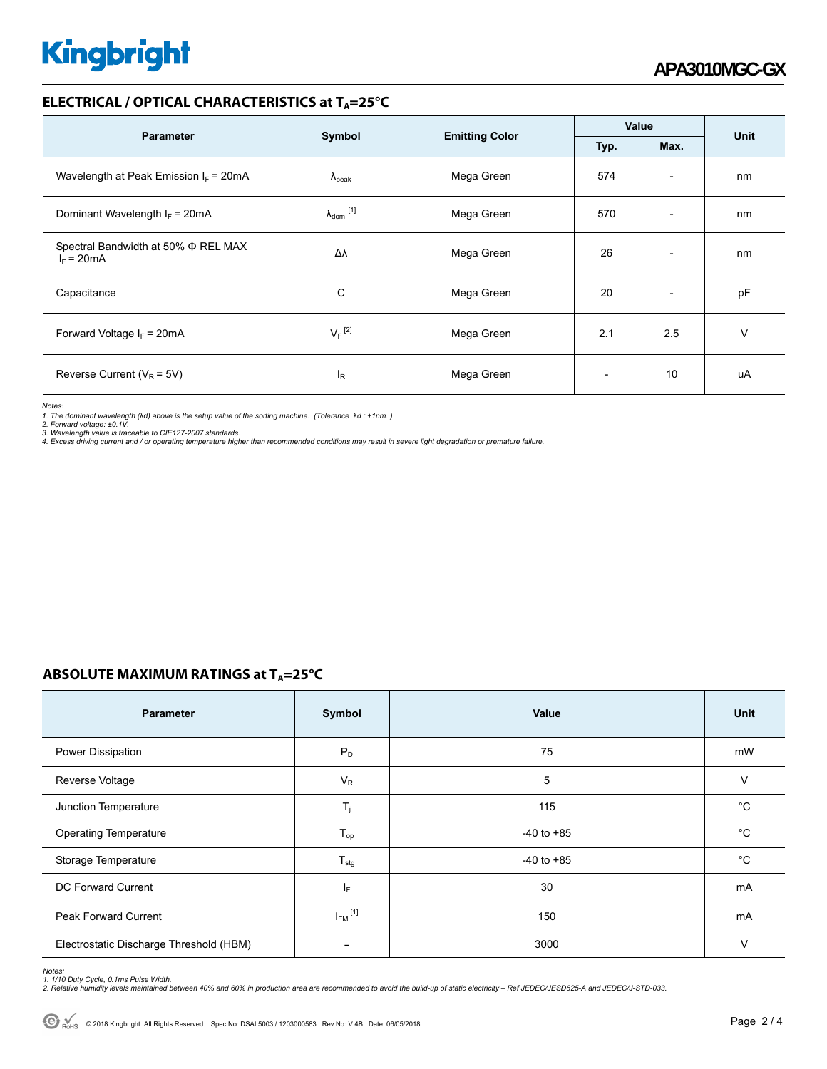## ELECTRICAL / OPTICAL CHARACTERISTICS at $T_A$=25°C

| Parameter | Symbol | Emitting Color | Value | | Unit |
|---|---|---|---|---|---|
| | | | Typ. | Max. | |
| Wavelength at Peak Emission $I_F$ = 20mA | $\lambda_{peak}$ | Mega Green | 574 | - | nm |
| Dominant Wavelength $I_F$ = 20mA | $\lambda_{dom}$ [1] | Mega Green | 570 | - | nm |
| Spectral Bandwidth at 50% Φ REL MAX $I_F$ = 20mA | Δλ | Mega Green | 26 | - | nm |
| Capacitance | C | Mega Green | 20 | - | pF |
| Forward Voltage $I_F$ = 20mA | $V_F$ [2] | Mega Green | 2.1 | 2.5 | V |
| Reverse Current ($V_R$ = 5V) | $I_R$ | Mega Green | - | 10 | uA |

*Notes:*
*1. The dominant wavelength (λd) above is the setup value of the sorting machine. (Tolerance λd : ±1nm. )*
*2. Forward voltage: ±0.1V.*
*3. Wavelength value is traceable to CIE127-2007 standards.*
*4. Excess driving current and / or operating temperature higher than recommended conditions may result in severe light degradation or premature failure.*

## ABSOLUTE MAXIMUM RATINGS at $T_A$=25°C

| Parameter | Symbol | Value | Unit |
|---|---|---|---|
| Power Dissipation | $P_D$ | 75 | mW |
| Reverse Voltage | $V_R$ | 5 | V |
| Junction Temperature | $T_j$ | 115 | °C |
| Operating Temperature | $T_{op}$ | -40 to +85 | °C |
| Storage Temperature | $T_{stg}$ | -40 to +85 | °C |
| DC Forward Current | $I_F$ | 30 | mA |
| Peak Forward Current | $I_{FM}$ [1] | 150 | mA |
| Electrostatic Discharge Threshold (HBM) | - | 3000 | V |

*Notes:*
*1. 1/10 Duty Cycle, 0.1ms Pulse Width.*
*2. Relative humidity levels maintained between 40% and 60% in production area are recommended to avoid the build-up of static electricity – Ref JEDEC/JESD625-A and JEDEC/J-STD-033.*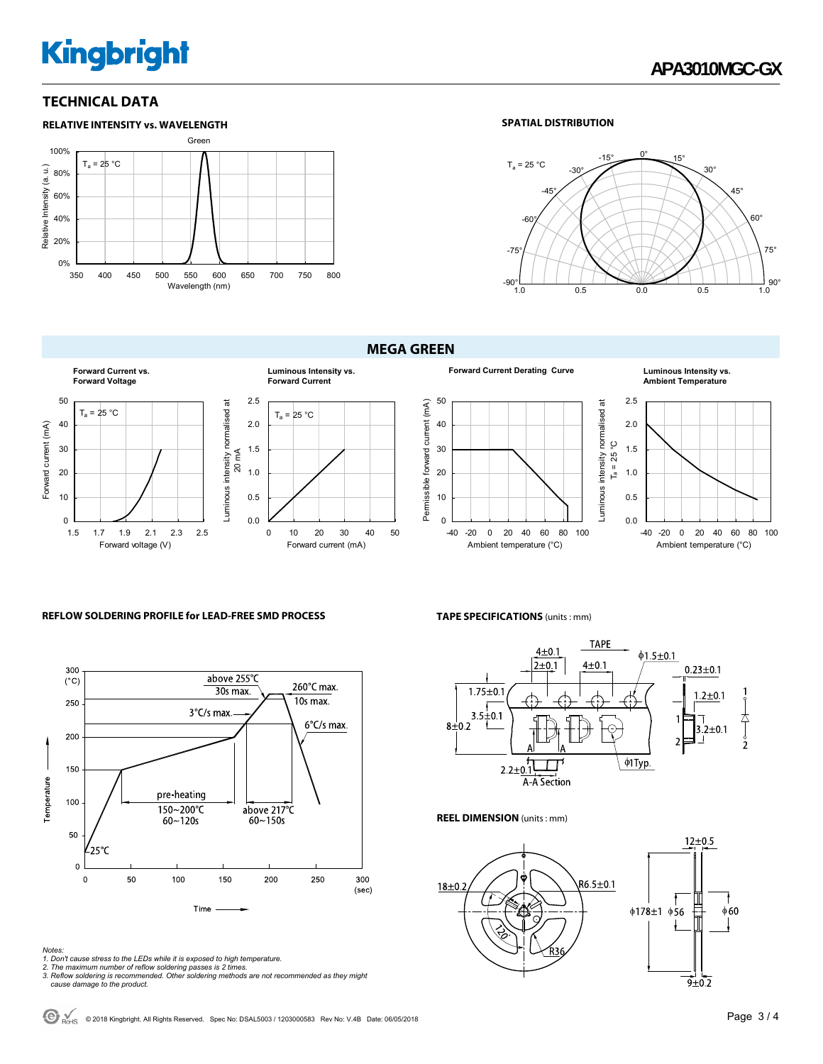## TECHNICAL DATA

### RELATIVE INTENSITY vs. WAVELENGTH

### SPATIAL DISTRIBUTION

## MEGA GREEN

**Forward Current vs. Forward Voltage**

**Luminous Intensity vs. Forward Current**

**Forward Current Derating Curve**

**Luminous Intensity vs. Ambient Temperature**

### REFLOW SOLDERING PROFILE for LEAD-FREE SMD PROCESS

### TAPE SPECIFICATIONS (units : mm)

### REEL DIMENSION (units : mm)

*Notes:*
*1. Don't cause stress to the LEDs while it is exposed to high temperature.*
*2. The maximum number of reflow soldering passes is 2 times.*
*3. Reflow soldering is recommended. Other soldering methods are not recommended as they might cause damage to the product.*

© 2018 Kingbright. All Rights Reserved. Spec No: DSAL5003 / 1203000583 Rev No: V.4B Date: 06/05/2018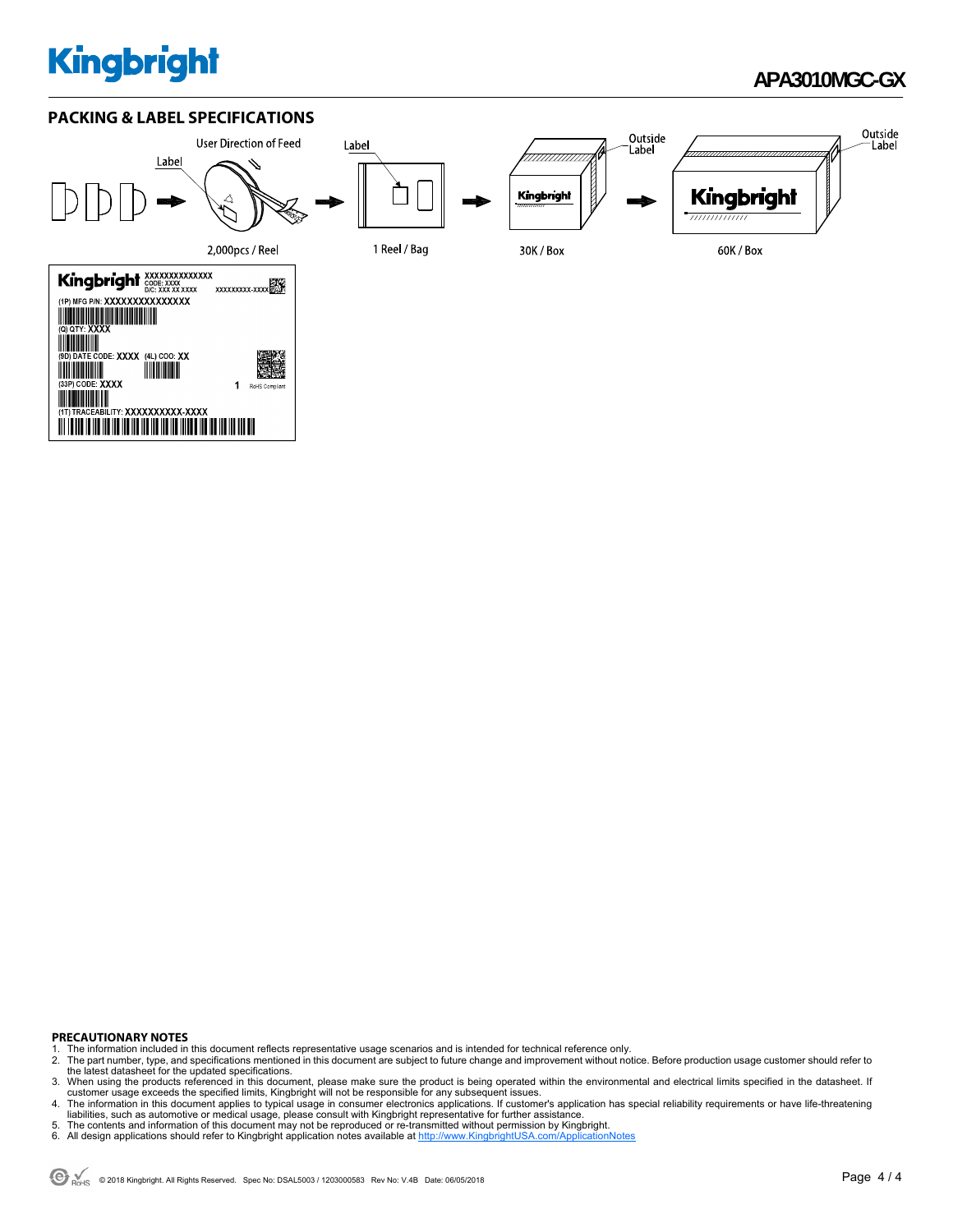## PACKING & LABEL SPECIFICATIONS

User Direction of Feed

Label

Label

Outside Label

Outside Label

2,000pcs / Reel

1 Reel / Bag

30K / Box

60K / Box

Kingbright XXXXXXXXXXXXX
CODE: XXXX
D/C: XXX XX XXXX
XXXXXXXXX-XXXX
(1P) MFG P/N: XXXXXXXXXXXXXXX
(Q) QTY: XXXX
(9D) DATE CODE: XXXX (4L) COO: XX
(33P) CODE: XXXX 1 RoHS Compliant
(1T) TRACEABILITY: XXXXXXXXXX-XXXX

### PRECAUTIONARY NOTES

1. The information included in this document reflects representative usage scenarios and is intended for technical reference only.
2. The part number, type, and specifications mentioned in this document are subject to future change and improvement without notice. Before production usage customer should refer to the latest datasheet for the updated specifications.
3. When using the products referenced in this document, please make sure the product is being operated within the environmental and electrical limits specified in the datasheet. If customer usage exceeds the specified limits, Kingbright will not be responsible for any subsequent issues.
4. The information in this document applies to typical usage in consumer electronics applications. If customer's application has special reliability requirements or have life-threatening liabilities, such as automotive or medical usage, please consult with Kingbright representative for further assistance.
5. The contents and information of this document may not be reproduced or re-transmitted without permission by Kingbright.
6. All design applications should refer to Kingbright application notes available at http://www.KingbrightUSA.com/ApplicationNotes

© 2018 Kingbright. All Rights Reserved. Spec No: DSAL5003 / 1203000583 Rev No: V.4B Date: 06/05/2018